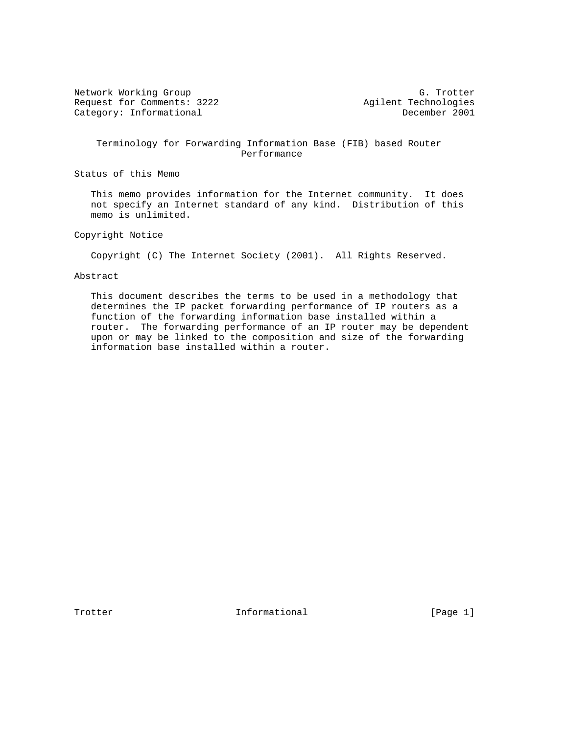Network Working Group G. Trotter
Request for Comments: 3222 Agilent Technologies
Category: Informational December 2001

# Terminology for Forwarding Information Base (FIB) based Router Performance

## Status of this Memo

This memo provides information for the Internet community. It does not specify an Internet standard of any kind. Distribution of this memo is unlimited.

## Copyright Notice

Copyright (C) The Internet Society (2001). All Rights Reserved.

## Abstract

This document describes the terms to be used in a methodology that determines the IP packet forwarding performance of IP routers as a function of the forwarding information base installed within a router. The forwarding performance of an IP router may be dependent upon or may be linked to the composition and size of the forwarding information base installed within a router.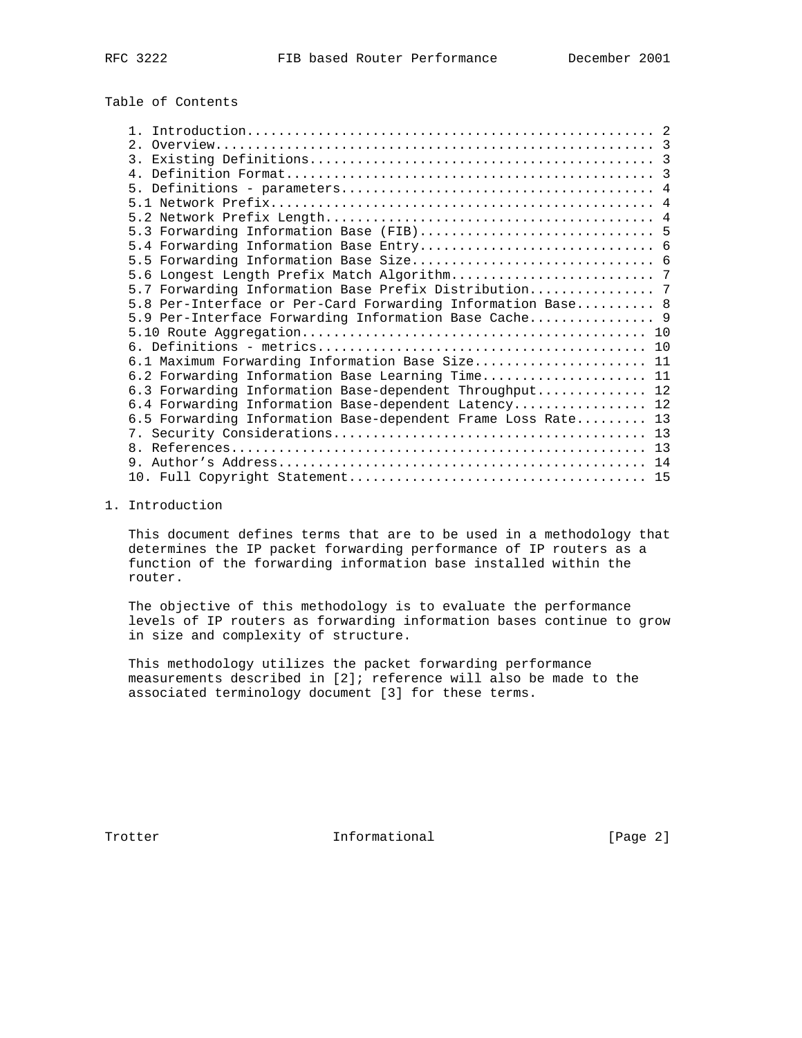## Table of Contents

1. Introduction.................................................... 2
2. Overview........................................................ 3
3. Existing Definitions............................................ 3
4. Definition Format............................................... 3
5. Definitions - parameters........................................ 4
5.1 Network Prefix................................................. 4
5.2 Network Prefix Length.......................................... 4
5.3 Forwarding Information Base (FIB).............................. 5
5.4 Forwarding Information Base Entry.............................. 6
5.5 Forwarding Information Base Size............................... 6
5.6 Longest Length Prefix Match Algorithm.......................... 7
5.7 Forwarding Information Base Prefix Distribution................ 7
5.8 Per-Interface or Per-Card Forwarding Information Base.......... 8
5.9 Per-Interface Forwarding Information Base Cache................ 9
5.10 Route Aggregation............................................ 10
6. Definitions - metrics.......................................... 10
6.1 Maximum Forwarding Information Base Size...................... 11
6.2 Forwarding Information Base Learning Time..................... 11
6.3 Forwarding Information Base-dependent Throughput.............. 12
6.4 Forwarding Information Base-dependent Latency................. 12
6.5 Forwarding Information Base-dependent Frame Loss Rate......... 13
7. Security Considerations........................................ 13
8. References..................................................... 13
9. Author's Address............................................... 14
10. Full Copyright Statement...................................... 15

## 1. Introduction

This document defines terms that are to be used in a methodology that determines the IP packet forwarding performance of IP routers as a function of the forwarding information base installed within the router.

The objective of this methodology is to evaluate the performance levels of IP routers as forwarding information bases continue to grow in size and complexity of structure.

This methodology utilizes the packet forwarding performance measurements described in [2]; reference will also be made to the associated terminology document [3] for these terms.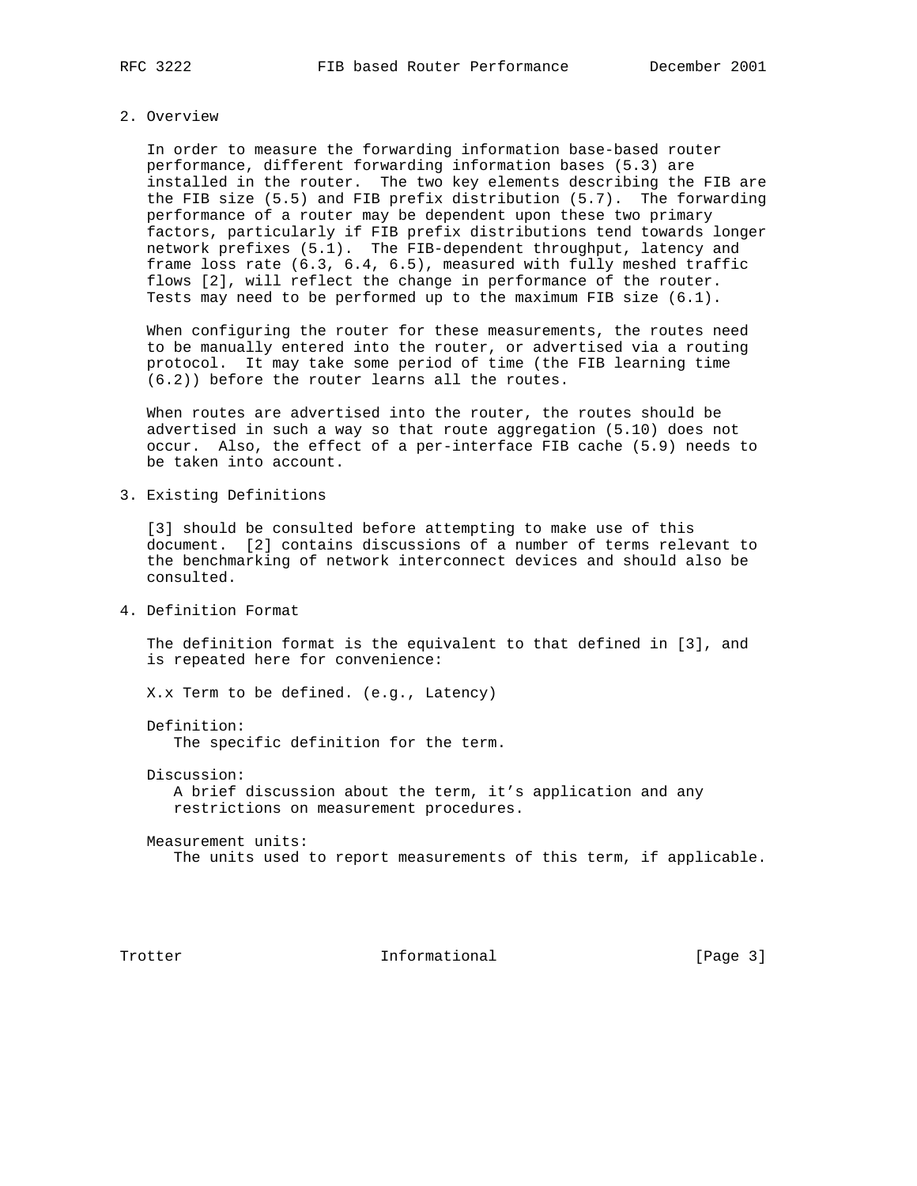## 2. Overview

In order to measure the forwarding information base-based router performance, different forwarding information bases (5.3) are installed in the router. The two key elements describing the FIB are the FIB size (5.5) and FIB prefix distribution (5.7). The forwarding performance of a router may be dependent upon these two primary factors, particularly if FIB prefix distributions tend towards longer network prefixes (5.1). The FIB-dependent throughput, latency and frame loss rate (6.3, 6.4, 6.5), measured with fully meshed traffic flows [2], will reflect the change in performance of the router. Tests may need to be performed up to the maximum FIB size (6.1).

When configuring the router for these measurements, the routes need to be manually entered into the router, or advertised via a routing protocol. It may take some period of time (the FIB learning time (6.2)) before the router learns all the routes.

When routes are advertised into the router, the routes should be advertised in such a way so that route aggregation (5.10) does not occur. Also, the effect of a per-interface FIB cache (5.9) needs to be taken into account.

## 3. Existing Definitions

[3] should be consulted before attempting to make use of this document. [2] contains discussions of a number of terms relevant to the benchmarking of network interconnect devices and should also be consulted.

## 4. Definition Format

The definition format is the equivalent to that defined in [3], and is repeated here for convenience:

X.x Term to be defined. (e.g., Latency)

Definition:
The specific definition for the term.

Discussion:
A brief discussion about the term, it's application and any restrictions on measurement procedures.

Measurement units:
The units used to report measurements of this term, if applicable.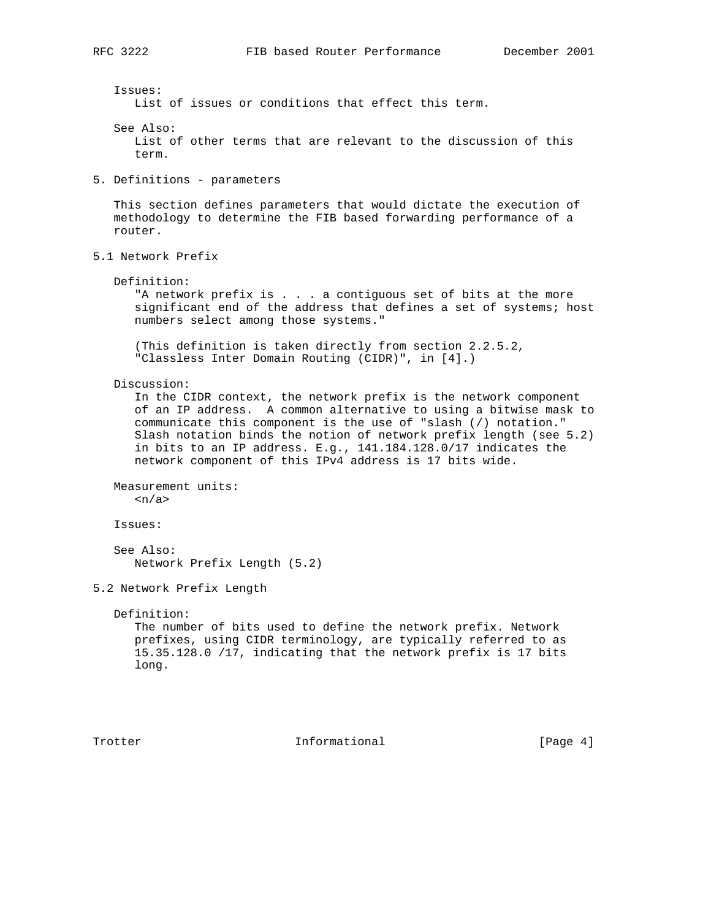Issues:
List of issues or conditions that effect this term.

See Also:
List of other terms that are relevant to the discussion of this term.

## 5. Definitions - parameters

This section defines parameters that would dictate the execution of methodology to determine the FIB based forwarding performance of a router.

### 5.1 Network Prefix

Definition:
"A network prefix is . . . a contiguous set of bits at the more significant end of the address that defines a set of systems; host numbers select among those systems."

(This definition is taken directly from section 2.2.5.2, "Classless Inter Domain Routing (CIDR)", in [4].)

Discussion:
In the CIDR context, the network prefix is the network component of an IP address. A common alternative to using a bitwise mask to communicate this component is the use of "slash (/) notation." Slash notation binds the notion of network prefix length (see 5.2) in bits to an IP address. E.g., 141.184.128.0/17 indicates the network component of this IPv4 address is 17 bits wide.

Measurement units:
<n/a>

Issues:

See Also:
Network Prefix Length (5.2)

### 5.2 Network Prefix Length

Definition:
The number of bits used to define the network prefix. Network prefixes, using CIDR terminology, are typically referred to as 15.35.128.0 /17, indicating that the network prefix is 17 bits long.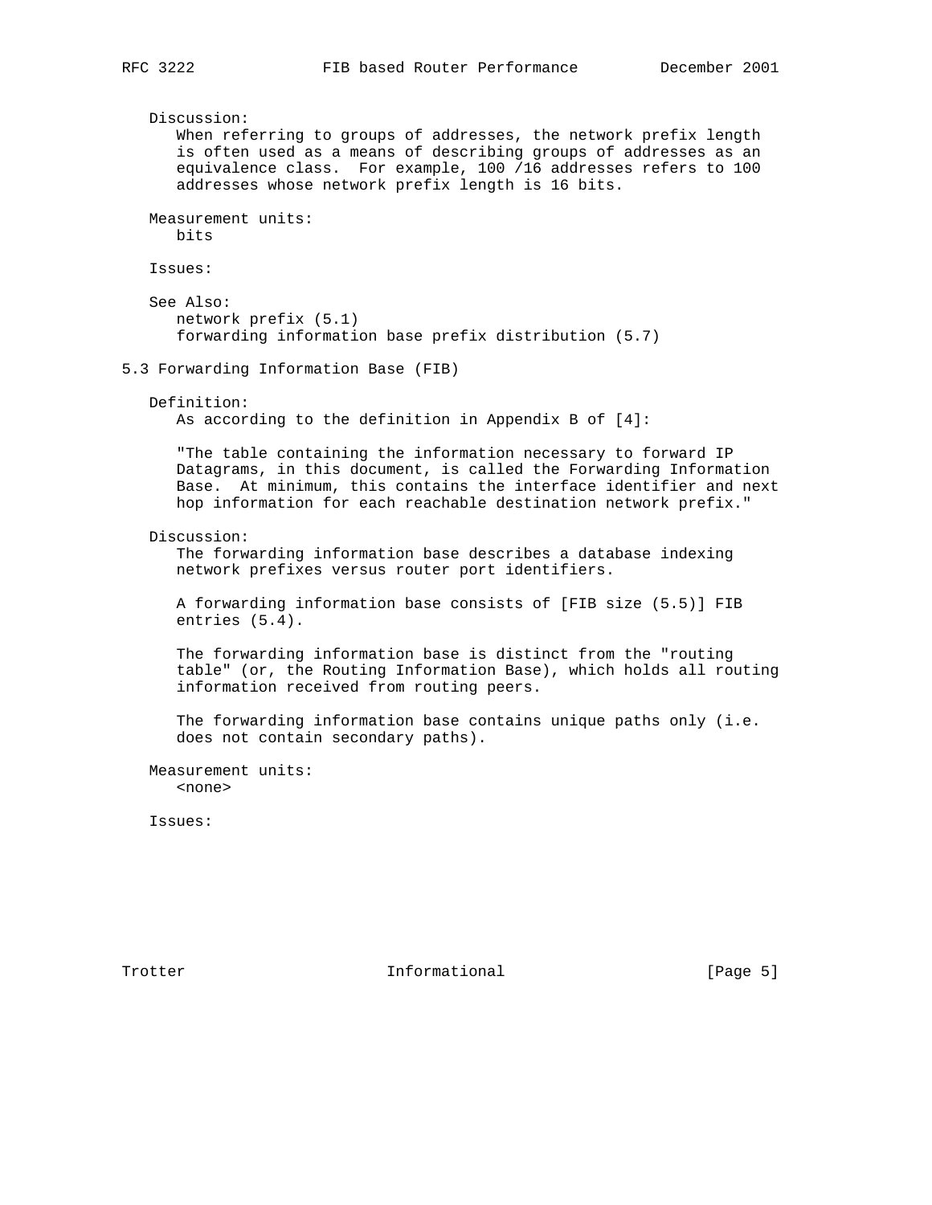Discussion:
When referring to groups of addresses, the network prefix length is often used as a means of describing groups of addresses as an equivalence class. For example, 100 /16 addresses refers to 100 addresses whose network prefix length is 16 bits.

Measurement units:
bits

Issues:

See Also:
network prefix (5.1)
forwarding information base prefix distribution (5.7)

## 5.3 Forwarding Information Base (FIB)

Definition:
As according to the definition in Appendix B of [4]:

"The table containing the information necessary to forward IP Datagrams, in this document, is called the Forwarding Information Base. At minimum, this contains the interface identifier and next hop information for each reachable destination network prefix."

Discussion:
The forwarding information base describes a database indexing network prefixes versus router port identifiers.

A forwarding information base consists of [FIB size (5.5)] FIB entries (5.4).

The forwarding information base is distinct from the "routing table" (or, the Routing Information Base), which holds all routing information received from routing peers.

The forwarding information base contains unique paths only (i.e. does not contain secondary paths).

Measurement units:
<none>

Issues: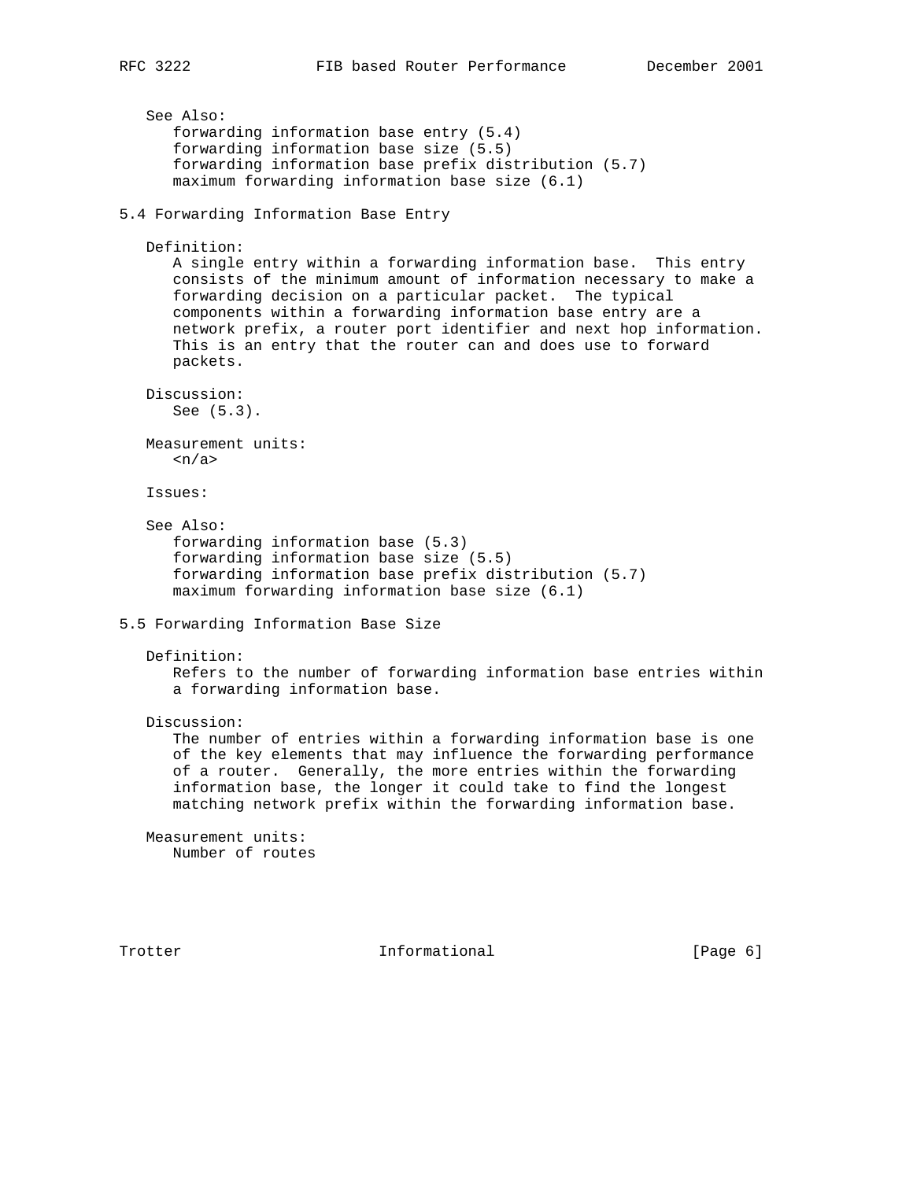See Also:
forwarding information base entry (5.4)
forwarding information base size (5.5)
forwarding information base prefix distribution (5.7)
maximum forwarding information base size (6.1)

## 5.4 Forwarding Information Base Entry

Definition:

A single entry within a forwarding information base. This entry consists of the minimum amount of information necessary to make a forwarding decision on a particular packet. The typical components within a forwarding information base entry are a network prefix, a router port identifier and next hop information. This is an entry that the router can and does use to forward packets.

Discussion:

See (5.3).

Measurement units:

<n/a>

Issues:

See Also:
forwarding information base (5.3)
forwarding information base size (5.5)
forwarding information base prefix distribution (5.7)
maximum forwarding information base size (6.1)

## 5.5 Forwarding Information Base Size

Definition:

Refers to the number of forwarding information base entries within a forwarding information base.

Discussion:

The number of entries within a forwarding information base is one of the key elements that may influence the forwarding performance of a router. Generally, the more entries within the forwarding information base, the longer it could take to find the longest matching network prefix within the forwarding information base.

Measurement units:

Number of routes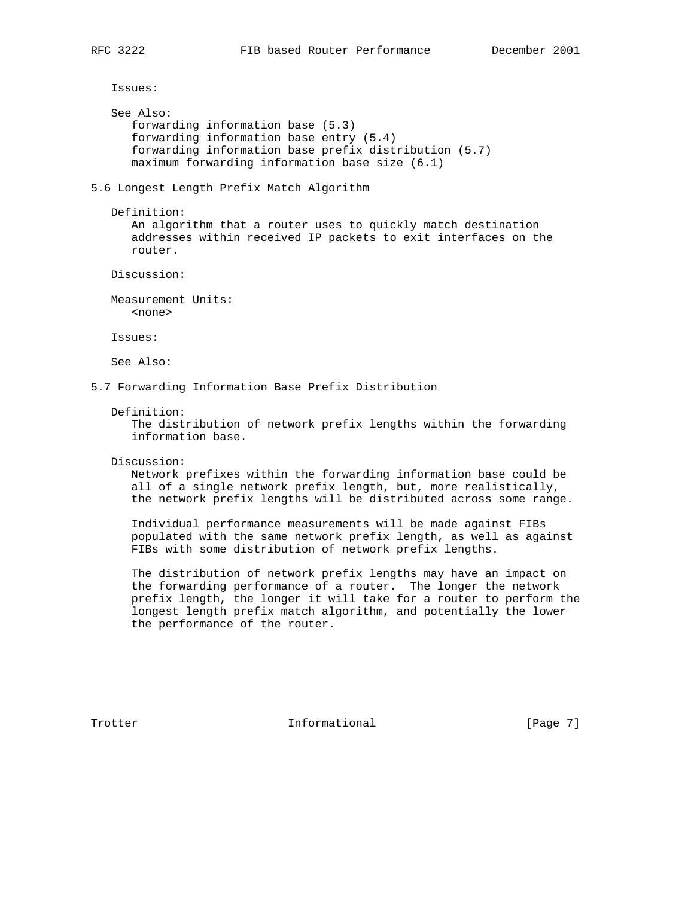Issues:

See Also:
forwarding information base (5.3)
forwarding information base entry (5.4)
forwarding information base prefix distribution (5.7)
maximum forwarding information base size (6.1)

## 5.6 Longest Length Prefix Match Algorithm

Definition:
An algorithm that a router uses to quickly match destination addresses within received IP packets to exit interfaces on the router.

Discussion:

Measurement Units:
<none>

Issues:

See Also:

## 5.7 Forwarding Information Base Prefix Distribution

Definition:
The distribution of network prefix lengths within the forwarding information base.

Discussion:
Network prefixes within the forwarding information base could be all of a single network prefix length, but, more realistically, the network prefix lengths will be distributed across some range.

Individual performance measurements will be made against FIBs populated with the same network prefix length, as well as against FIBs with some distribution of network prefix lengths.

The distribution of network prefix lengths may have an impact on the forwarding performance of a router. The longer the network prefix length, the longer it will take for a router to perform the longest length prefix match algorithm, and potentially the lower the performance of the router.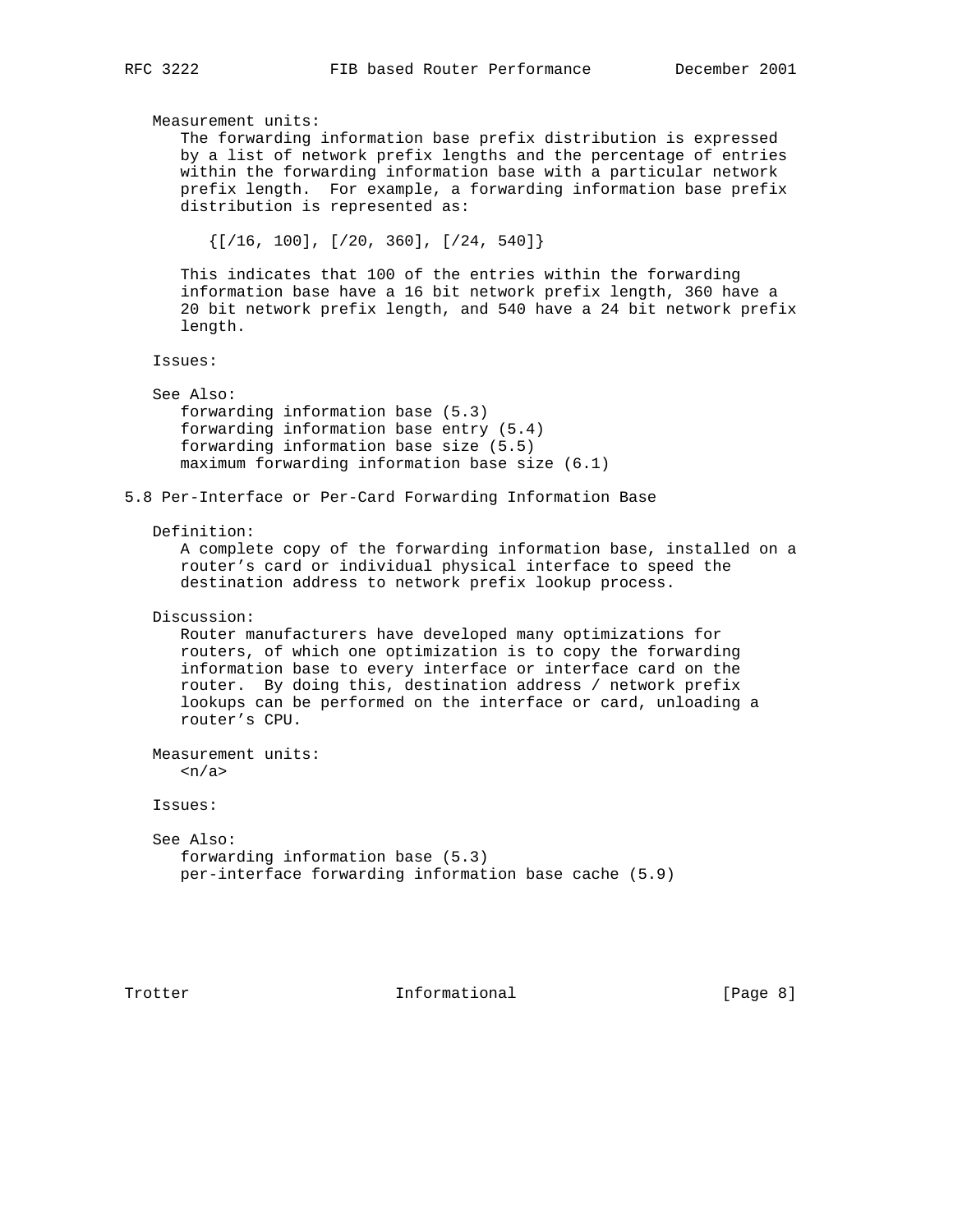Measurement units:

The forwarding information base prefix distribution is expressed by a list of network prefix lengths and the percentage of entries within the forwarding information base with a particular network prefix length. For example, a forwarding information base prefix distribution is represented as:

```
{[/16, 100], [/20, 360], [/24, 540]}
```

This indicates that 100 of the entries within the forwarding information base have a 16 bit network prefix length, 360 have a 20 bit network prefix length, and 540 have a 24 bit network prefix length.

Issues:

See Also:

forwarding information base (5.3)
forwarding information base entry (5.4)
forwarding information base size (5.5)
maximum forwarding information base size (6.1)

## 5.8 Per-Interface or Per-Card Forwarding Information Base

Definition:

A complete copy of the forwarding information base, installed on a router's card or individual physical interface to speed the destination address to network prefix lookup process.

Discussion:

Router manufacturers have developed many optimizations for routers, of which one optimization is to copy the forwarding information base to every interface or interface card on the router. By doing this, destination address / network prefix lookups can be performed on the interface or card, unloading a router's CPU.

Measurement units:

<n/a>

Issues:

See Also:

forwarding information base (5.3)
per-interface forwarding information base cache (5.9)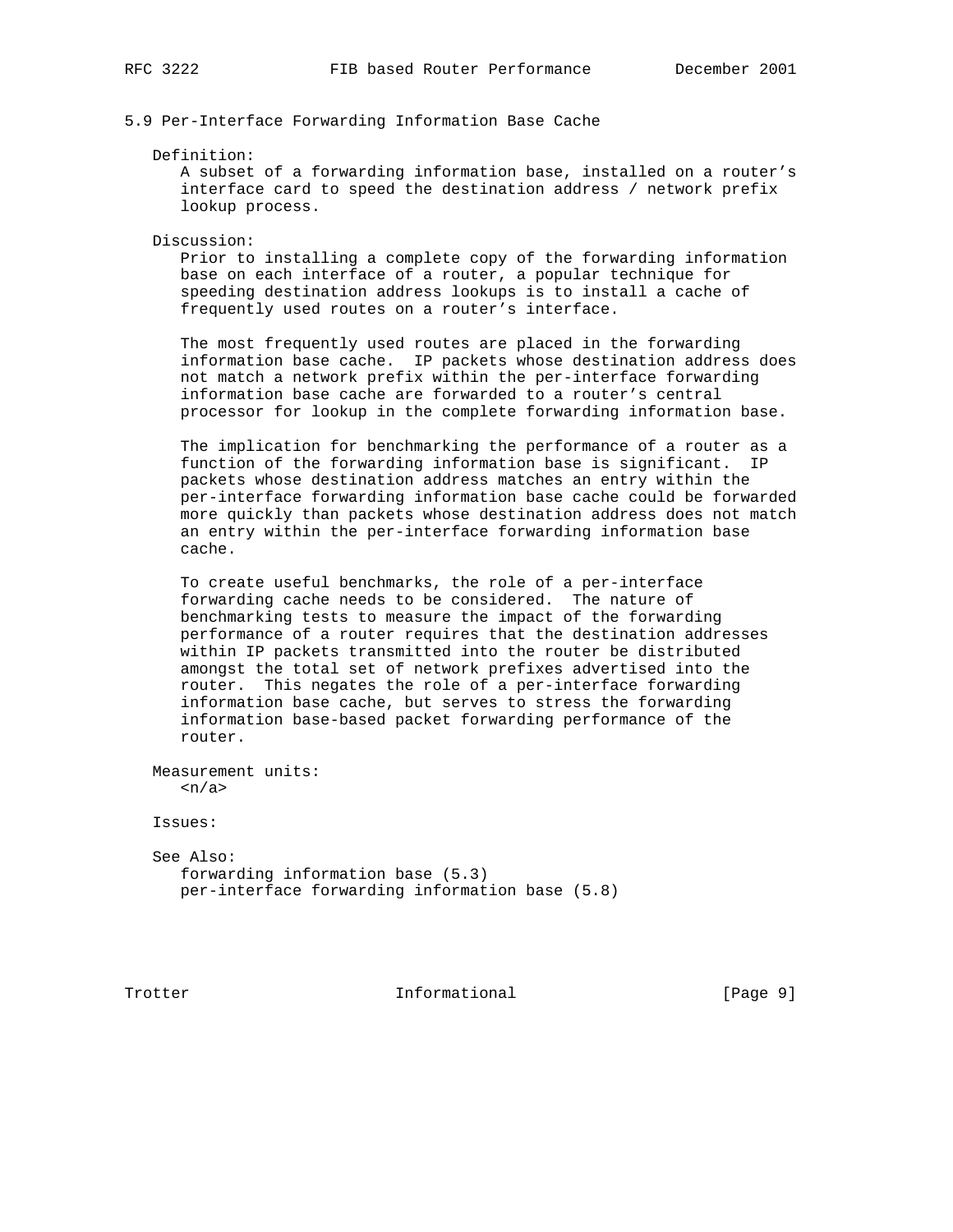### 5.9 Per-Interface Forwarding Information Base Cache

Definition:

A subset of a forwarding information base, installed on a router's interface card to speed the destination address / network prefix lookup process.

Discussion:

Prior to installing a complete copy of the forwarding information base on each interface of a router, a popular technique for speeding destination address lookups is to install a cache of frequently used routes on a router's interface.

The most frequently used routes are placed in the forwarding information base cache. IP packets whose destination address does not match a network prefix within the per-interface forwarding information base cache are forwarded to a router's central processor for lookup in the complete forwarding information base.

The implication for benchmarking the performance of a router as a function of the forwarding information base is significant. IP packets whose destination address matches an entry within the per-interface forwarding information base cache could be forwarded more quickly than packets whose destination address does not match an entry within the per-interface forwarding information base cache.

To create useful benchmarks, the role of a per-interface forwarding cache needs to be considered. The nature of benchmarking tests to measure the impact of the forwarding performance of a router requires that the destination addresses within IP packets transmitted into the router be distributed amongst the total set of network prefixes advertised into the router. This negates the role of a per-interface forwarding information base cache, but serves to stress the forwarding information base-based packet forwarding performance of the router.

Measurement units:

<n/a>

Issues:

See Also:

forwarding information base (5.3)
per-interface forwarding information base (5.8)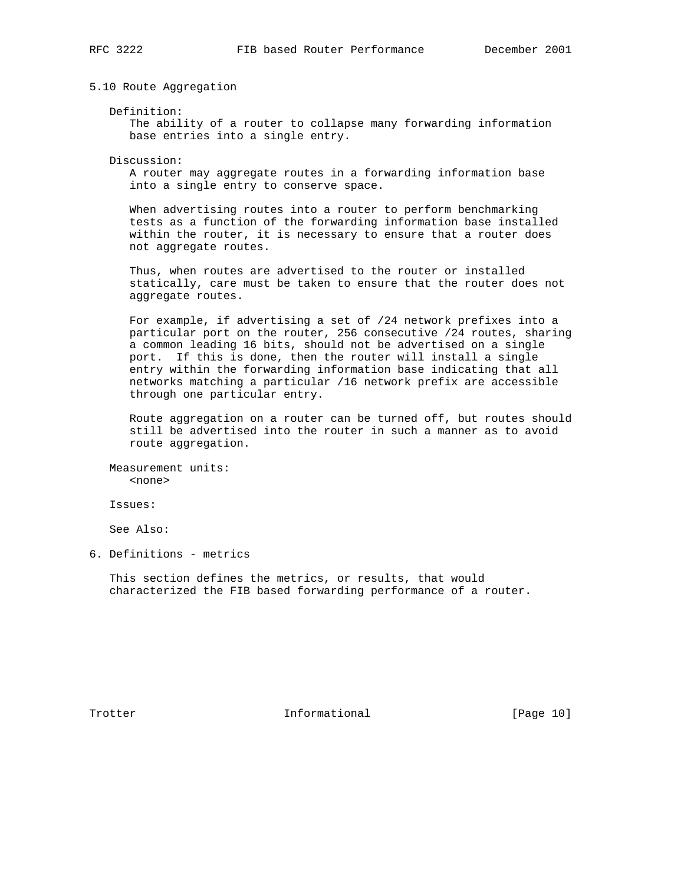### 5.10 Route Aggregation

Definition:

The ability of a router to collapse many forwarding information base entries into a single entry.

Discussion:

A router may aggregate routes in a forwarding information base into a single entry to conserve space.

When advertising routes into a router to perform benchmarking tests as a function of the forwarding information base installed within the router, it is necessary to ensure that a router does not aggregate routes.

Thus, when routes are advertised to the router or installed statically, care must be taken to ensure that the router does not aggregate routes.

For example, if advertising a set of /24 network prefixes into a particular port on the router, 256 consecutive /24 routes, sharing a common leading 16 bits, should not be advertised on a single port. If this is done, then the router will install a single entry within the forwarding information base indicating that all networks matching a particular /16 network prefix are accessible through one particular entry.

Route aggregation on a router can be turned off, but routes should still be advertised into the router in such a manner as to avoid route aggregation.

Measurement units:

<none>

Issues:

See Also:

## 6. Definitions - metrics

This section defines the metrics, or results, that would characterized the FIB based forwarding performance of a router.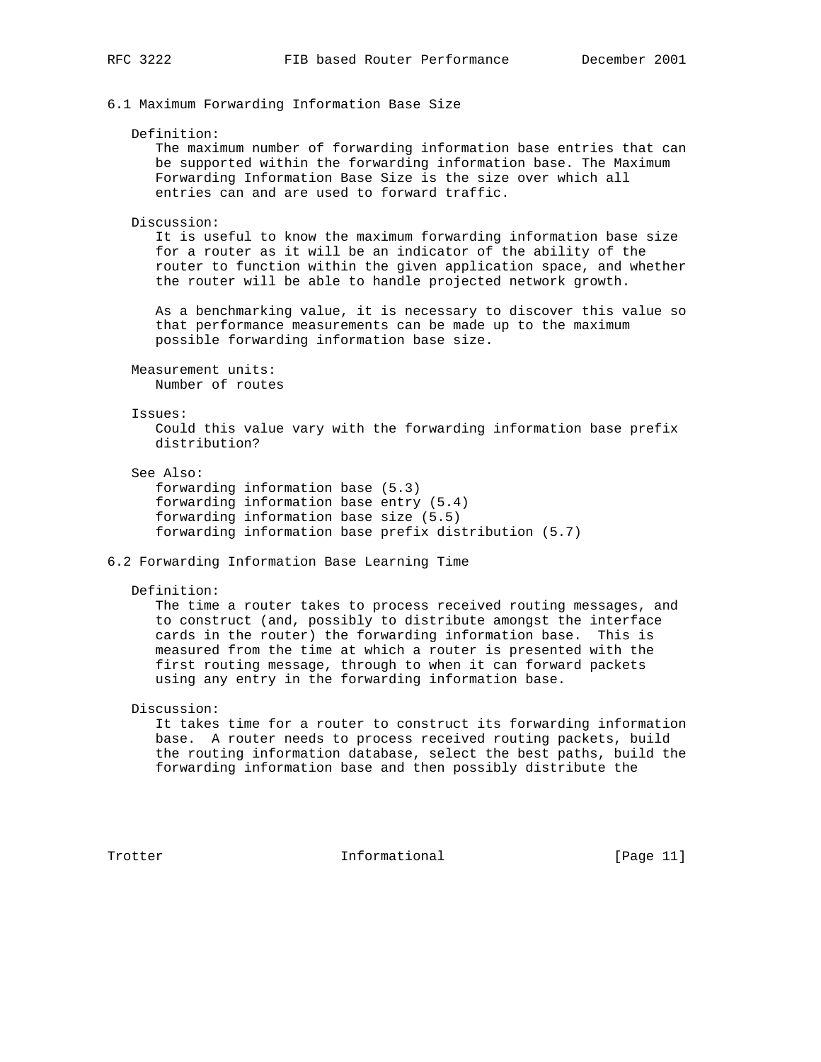### 6.1 Maximum Forwarding Information Base Size

Definition:

The maximum number of forwarding information base entries that can be supported within the forwarding information base. The Maximum Forwarding Information Base Size is the size over which all entries can and are used to forward traffic.

Discussion:

It is useful to know the maximum forwarding information base size for a router as it will be an indicator of the ability of the router to function within the given application space, and whether the router will be able to handle projected network growth.

As a benchmarking value, it is necessary to discover this value so that performance measurements can be made up to the maximum possible forwarding information base size.

Measurement units:

Number of routes

Issues:

Could this value vary with the forwarding information base prefix distribution?

See Also:

forwarding information base (5.3)
forwarding information base entry (5.4)
forwarding information base size (5.5)
forwarding information base prefix distribution (5.7)

### 6.2 Forwarding Information Base Learning Time

Definition:

The time a router takes to process received routing messages, and to construct (and, possibly to distribute amongst the interface cards in the router) the forwarding information base. This is measured from the time at which a router is presented with the first routing message, through to when it can forward packets using any entry in the forwarding information base.

Discussion:

It takes time for a router to construct its forwarding information base. A router needs to process received routing packets, build the routing information database, select the best paths, build the forwarding information base and then possibly distribute the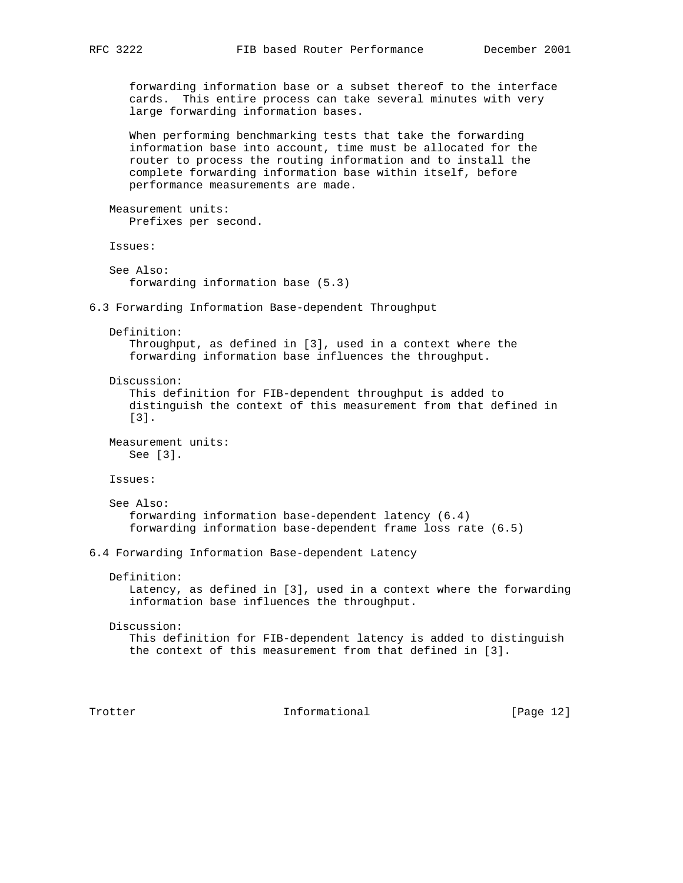forwarding information base or a subset thereof to the interface cards. This entire process can take several minutes with very large forwarding information bases.

When performing benchmarking tests that take the forwarding information base into account, time must be allocated for the router to process the routing information and to install the complete forwarding information base within itself, before performance measurements are made.

Measurement units:
Prefixes per second.

Issues:

See Also:
forwarding information base (5.3)

### 6.3 Forwarding Information Base-dependent Throughput

Definition:
Throughput, as defined in [3], used in a context where the forwarding information base influences the throughput.

Discussion:
This definition for FIB-dependent throughput is added to distinguish the context of this measurement from that defined in [3].

Measurement units:
See [3].

Issues:

See Also:
forwarding information base-dependent latency (6.4)
forwarding information base-dependent frame loss rate (6.5)

### 6.4 Forwarding Information Base-dependent Latency

Definition:
Latency, as defined in [3], used in a context where the forwarding information base influences the throughput.

Discussion:
This definition for FIB-dependent latency is added to distinguish the context of this measurement from that defined in [3].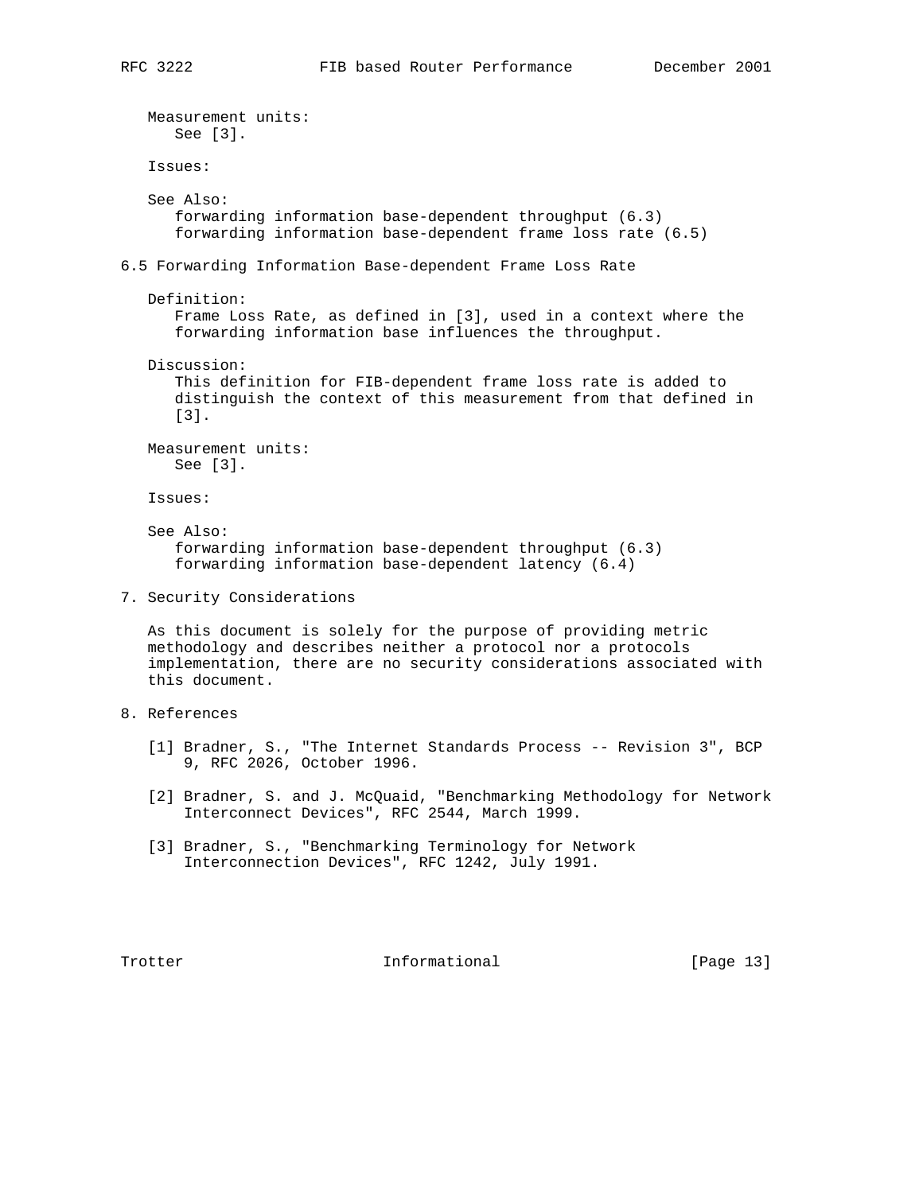Measurement units:
See [3].

Issues:

See Also:
forwarding information base-dependent throughput (6.3)
forwarding information base-dependent frame loss rate (6.5)

## 6.5 Forwarding Information Base-dependent Frame Loss Rate

Definition:
Frame Loss Rate, as defined in [3], used in a context where the forwarding information base influences the throughput.

Discussion:
This definition for FIB-dependent frame loss rate is added to distinguish the context of this measurement from that defined in [3].

Measurement units:
See [3].

Issues:

See Also:
forwarding information base-dependent throughput (6.3)
forwarding information base-dependent latency (6.4)

## 7. Security Considerations

As this document is solely for the purpose of providing metric methodology and describes neither a protocol nor a protocols implementation, there are no security considerations associated with this document.

## 8. References

[1] Bradner, S., "The Internet Standards Process -- Revision 3", BCP 9, RFC 2026, October 1996.

[2] Bradner, S. and J. McQuaid, "Benchmarking Methodology for Network Interconnect Devices", RFC 2544, March 1999.

[3] Bradner, S., "Benchmarking Terminology for Network Interconnection Devices", RFC 1242, July 1991.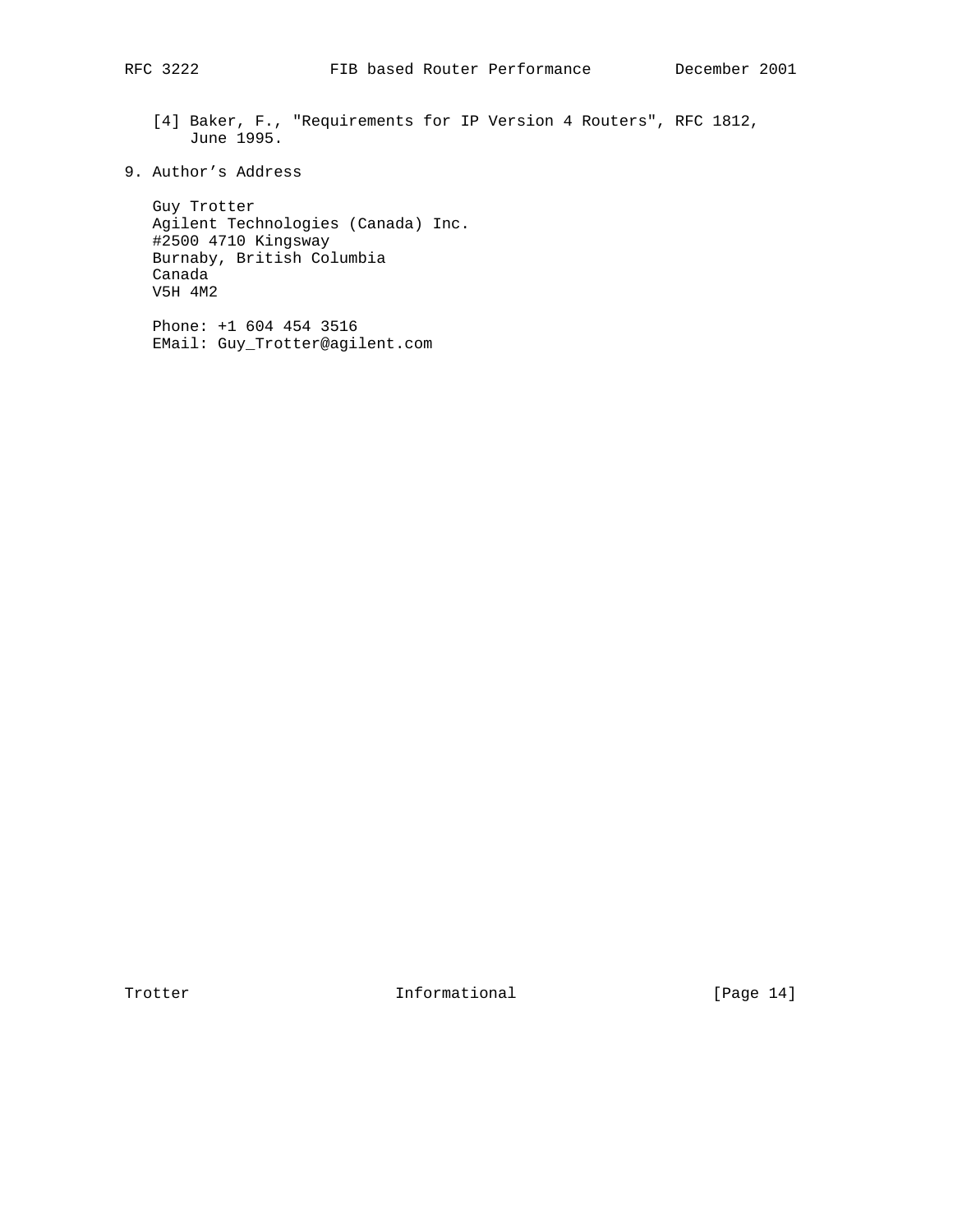[4] Baker, F., "Requirements for IP Version 4 Routers", RFC 1812, June 1995.

## 9. Author's Address

Guy Trotter
Agilent Technologies (Canada) Inc.
#2500 4710 Kingsway
Burnaby, British Columbia
Canada
V5H 4M2

Phone: +1 604 454 3516
EMail: Guy_Trotter@agilent.com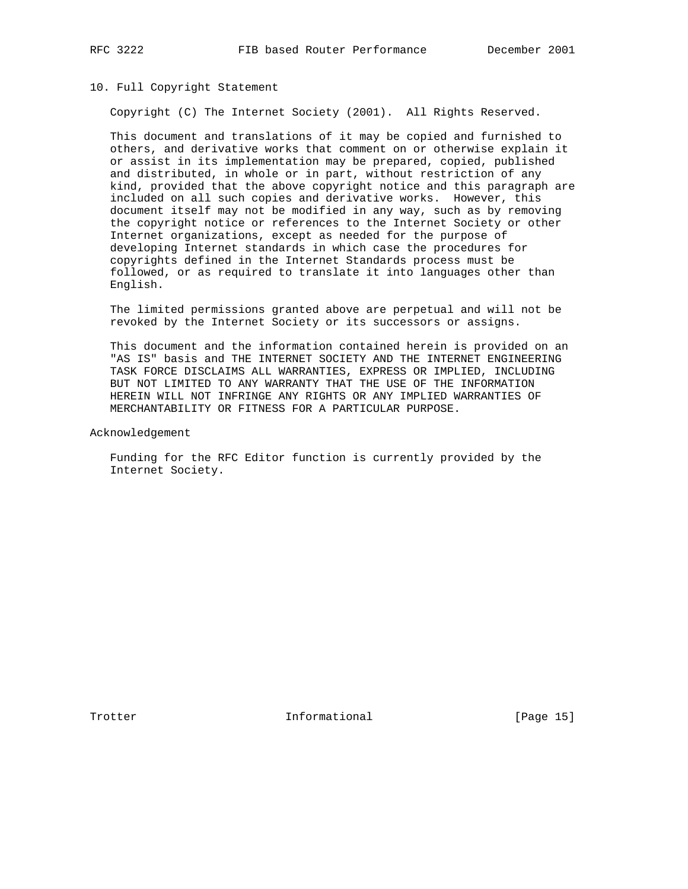## 10. Full Copyright Statement

Copyright (C) The Internet Society (2001). All Rights Reserved.

This document and translations of it may be copied and furnished to others, and derivative works that comment on or otherwise explain it or assist in its implementation may be prepared, copied, published and distributed, in whole or in part, without restriction of any kind, provided that the above copyright notice and this paragraph are included on all such copies and derivative works. However, this document itself may not be modified in any way, such as by removing the copyright notice or references to the Internet Society or other Internet organizations, except as needed for the purpose of developing Internet standards in which case the procedures for copyrights defined in the Internet Standards process must be followed, or as required to translate it into languages other than English.

The limited permissions granted above are perpetual and will not be revoked by the Internet Society or its successors or assigns.

This document and the information contained herein is provided on an "AS IS" basis and THE INTERNET SOCIETY AND THE INTERNET ENGINEERING TASK FORCE DISCLAIMS ALL WARRANTIES, EXPRESS OR IMPLIED, INCLUDING BUT NOT LIMITED TO ANY WARRANTY THAT THE USE OF THE INFORMATION HEREIN WILL NOT INFRINGE ANY RIGHTS OR ANY IMPLIED WARRANTIES OF MERCHANTABILITY OR FITNESS FOR A PARTICULAR PURPOSE.

## Acknowledgement

Funding for the RFC Editor function is currently provided by the Internet Society.